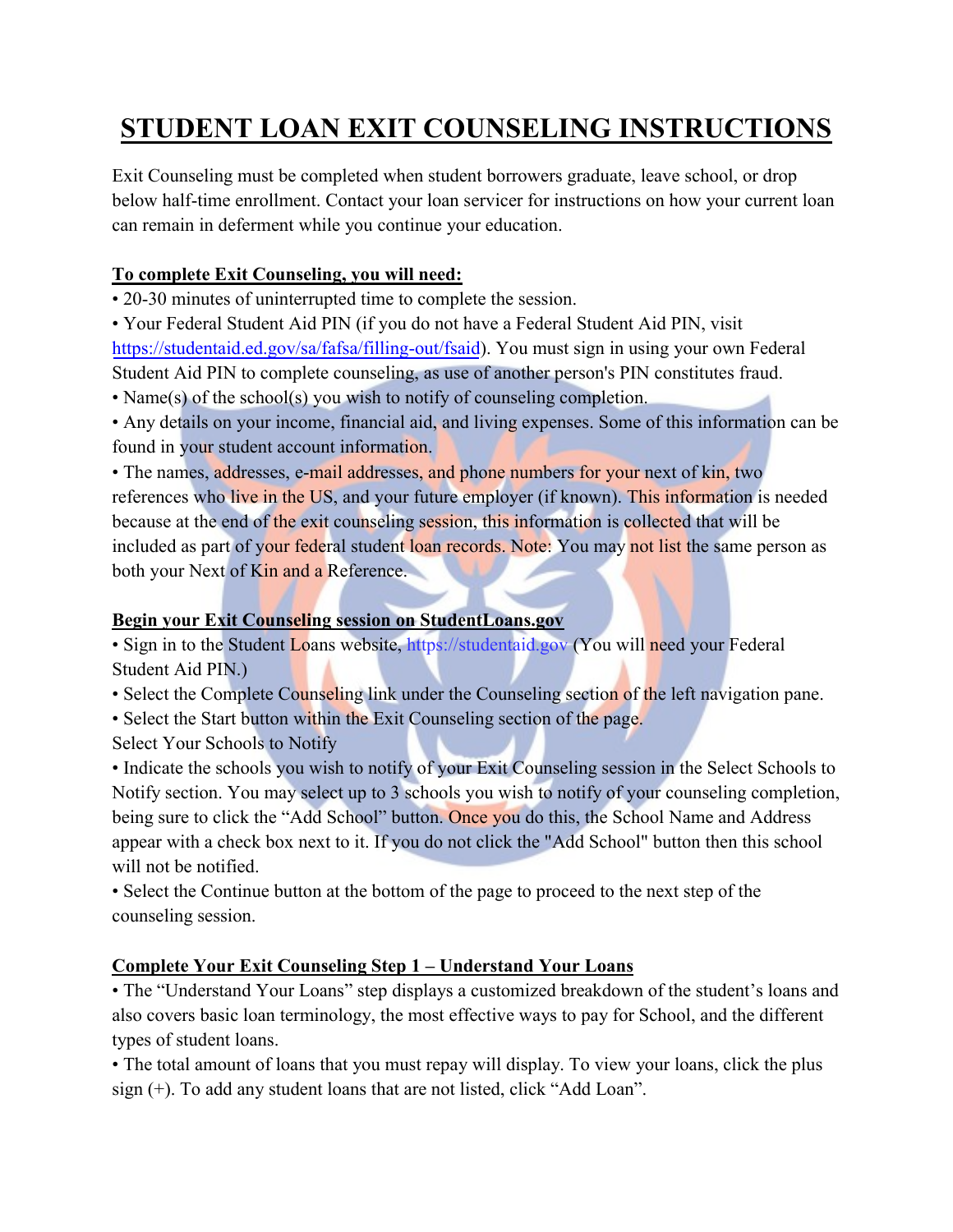# STUDENT LOAN EXIT COUNSELING INSTRUCTIONS

Exit Counseling must be completed when student borrowers graduate, leave school, or drop below half-time enrollment. Contact your loan servicer for instructions on how your current loan can remain in deferment while you continue your education.

**To complete Exit Counseling, you will need:**

- 20-30 minutes of uninterrupted time to complete the session.
- Your Federal Student Aid PIN (if you do not have a Federal Student Aid PIN, visit https://studentaid.ed.gov/sa/fafsa/filling-out/fsaid). You must sign in using your own Federal Student Aid PIN to complete counseling, as use of another person's PIN constitutes fraud.
- Name(s) of the school(s) you wish to notify of counseling completion.
- Any details on your income, financial aid, and living expenses. Some of this information can be found in your student account information.
- The names, addresses, e-mail addresses, and phone numbers for your next of kin, two references who live in the US, and your future employer (if known). This information is needed because at the end of the exit counseling session, this information is collected that will be included as part of your federal student loan records. Note: You may not list the same person as both your Next of Kin and a Reference.

**Begin your Exit Counseling session on StudentLoans.gov**

- Sign in to the Student Loans website, https://studentaid.gov (You will need your Federal Student Aid PIN.)
- Select the Complete Counseling link under the Counseling section of the left navigation pane.
- Select the Start button within the Exit Counseling section of the page.

Select Your Schools to Notify

- Indicate the schools you wish to notify of your Exit Counseling session in the Select Schools to Notify section. You may select up to 3 schools you wish to notify of your counseling completion, being sure to click the "Add School" button. Once you do this, the School Name and Address appear with a check box next to it. If you do not click the "Add School" button then this school will not be notified.
- Select the Continue button at the bottom of the page to proceed to the next step of the counseling session.

**Complete Your Exit Counseling Step 1 – Understand Your Loans**

- The "Understand Your Loans" step displays a customized breakdown of the student's loans and also covers basic loan terminology, the most effective ways to pay for School, and the different types of student loans.
- The total amount of loans that you must repay will display. To view your loans, click the plus sign (+). To add any student loans that are not listed, click "Add Loan".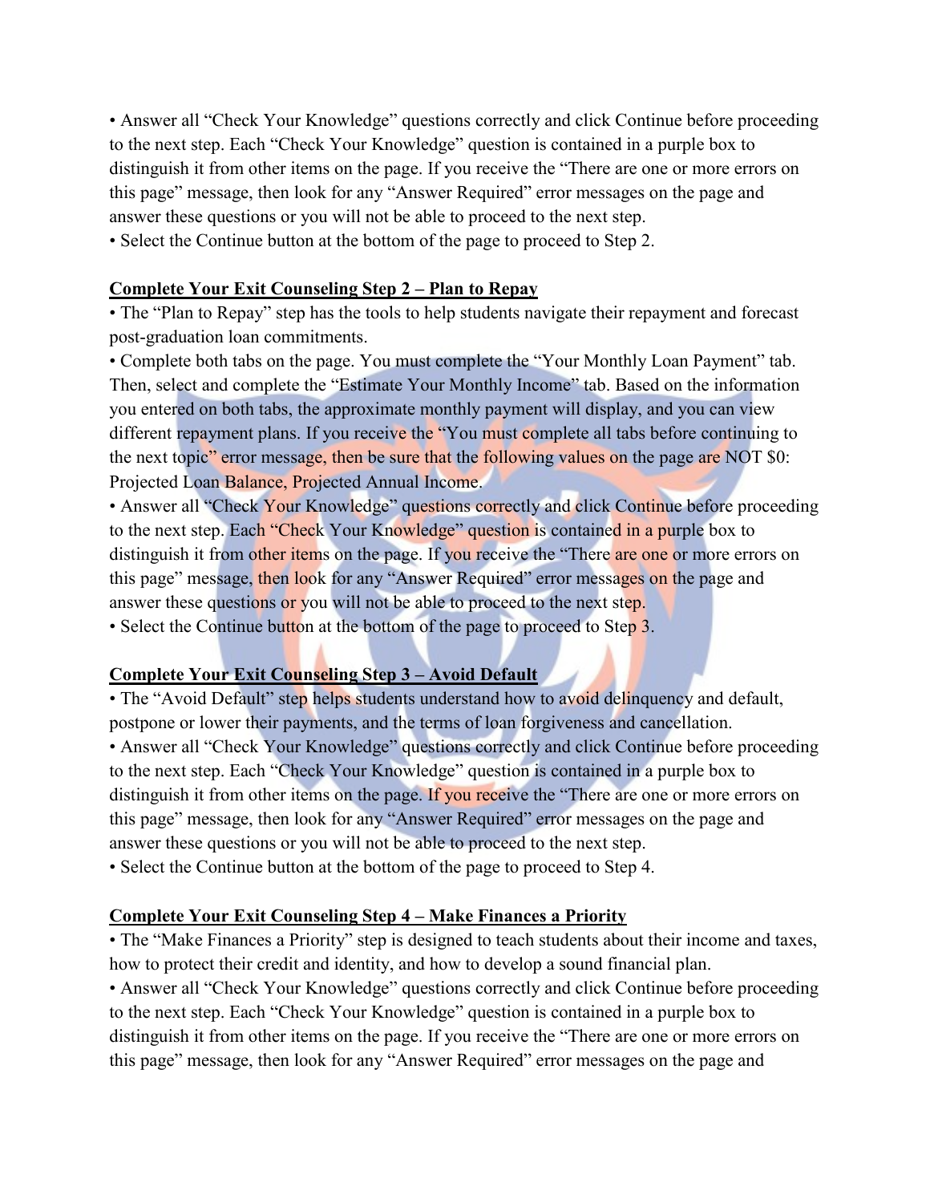- Answer all “Check Your Knowledge” questions correctly and click Continue before proceeding to the next step. Each “Check Your Knowledge” question is contained in a purple box to distinguish it from other items on the page. If you receive the “There are one or more errors on this page” message, then look for any “Answer Required” error messages on the page and answer these questions or you will not be able to proceed to the next step.
- Select the Continue button at the bottom of the page to proceed to Step 2.

**<u>Complete Your Exit Counseling Step 2 – Plan to Repay</u>**

- The “Plan to Repay” step has the tools to help students navigate their repayment and forecast post-graduation loan commitments.
- Complete both tabs on the page. You must complete the “Your Monthly Loan Payment” tab. Then, select and complete the “Estimate Your Monthly Income” tab. Based on the information you entered on both tabs, the approximate monthly payment will display, and you can view different repayment plans. If you receive the “You must complete all tabs before continuing to the next topic” error message, then be sure that the following values on the page are NOT $0: Projected Loan Balance, Projected Annual Income.
- Answer all “Check Your Knowledge” questions correctly and click Continue before proceeding to the next step. Each “Check Your Knowledge” question is contained in a purple box to distinguish it from other items on the page. If you receive the “There are one or more errors on this page” message, then look for any “Answer Required” error messages on the page and answer these questions or you will not be able to proceed to the next step.
- Select the Continue button at the bottom of the page to proceed to Step 3.

**<u>Complete Your Exit Counseling Step 3 – Avoid Default</u>**

- The “Avoid Default” step helps students understand how to avoid delinquency and default, postpone or lower their payments, and the terms of loan forgiveness and cancellation.
- Answer all “Check Your Knowledge” questions correctly and click Continue before proceeding to the next step. Each “Check Your Knowledge” question is contained in a purple box to distinguish it from other items on the page. If you receive the “There are one or more errors on this page” message, then look for any “Answer Required” error messages on the page and answer these questions or you will not be able to proceed to the next step.
- Select the Continue button at the bottom of the page to proceed to Step 4.

**<u>Complete Your Exit Counseling Step 4 – Make Finances a Priority</u>**

- The “Make Finances a Priority” step is designed to teach students about their income and taxes, how to protect their credit and identity, and how to develop a sound financial plan.
- Answer all “Check Your Knowledge” questions correctly and click Continue before proceeding to the next step. Each “Check Your Knowledge” question is contained in a purple box to distinguish it from other items on the page. If you receive the “There are one or more errors on this page” message, then look for any “Answer Required” error messages on the page and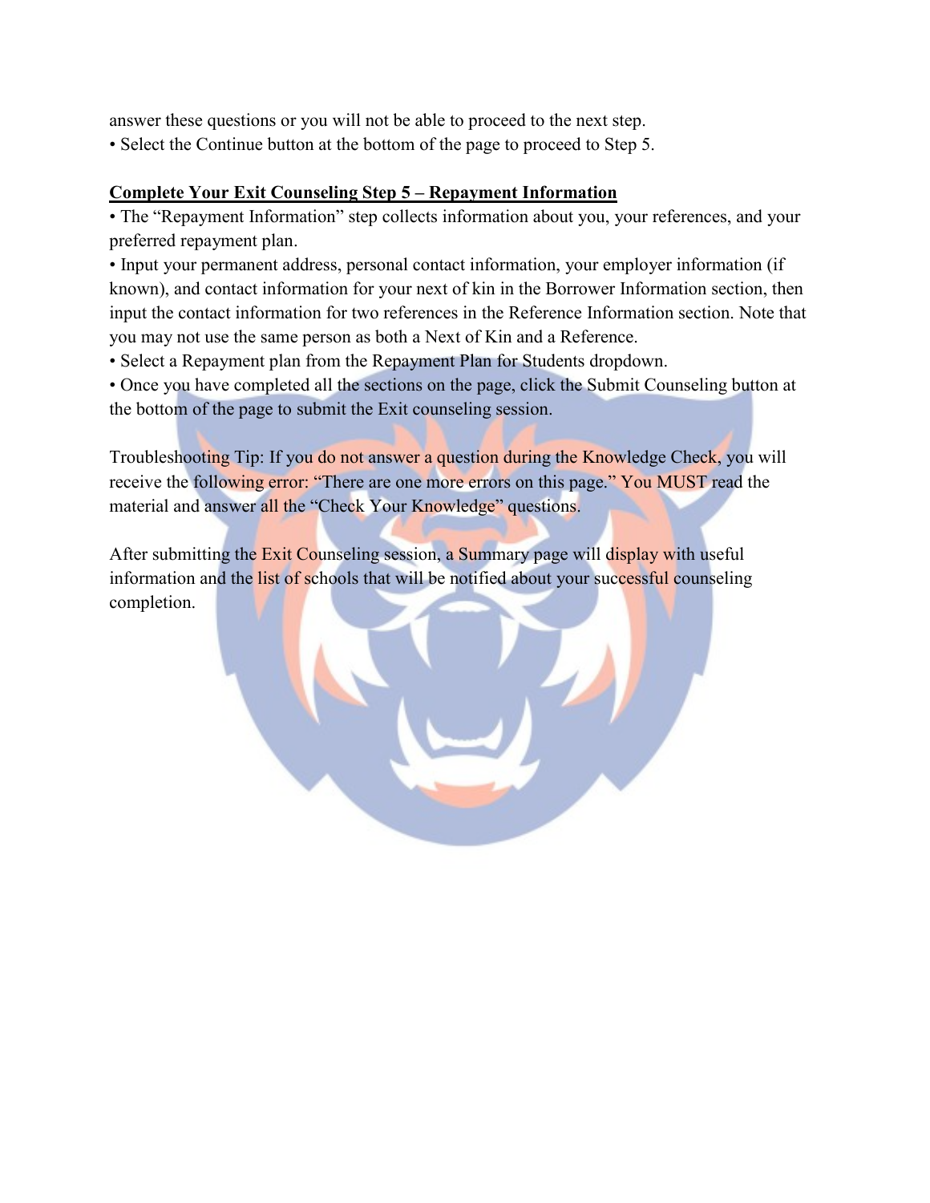answer these questions or you will not be able to proceed to the next step.

• Select the Continue button at the bottom of the page to proceed to Step 5.

**Complete Your Exit Counseling Step 5 – Repayment Information**

• The "Repayment Information" step collects information about you, your references, and your preferred repayment plan.

• Input your permanent address, personal contact information, your employer information (if known), and contact information for your next of kin in the Borrower Information section, then input the contact information for two references in the Reference Information section. Note that you may not use the same person as both a Next of Kin and a Reference.

• Select a Repayment plan from the Repayment Plan for Students dropdown.

• Once you have completed all the sections on the page, click the Submit Counseling button at the bottom of the page to submit the Exit counseling session.

Troubleshooting Tip: If you do not answer a question during the Knowledge Check, you will receive the following error: "There are one more errors on this page." You MUST read the material and answer all the "Check Your Knowledge" questions.

After submitting the Exit Counseling session, a Summary page will display with useful information and the list of schools that will be notified about your successful counseling completion.